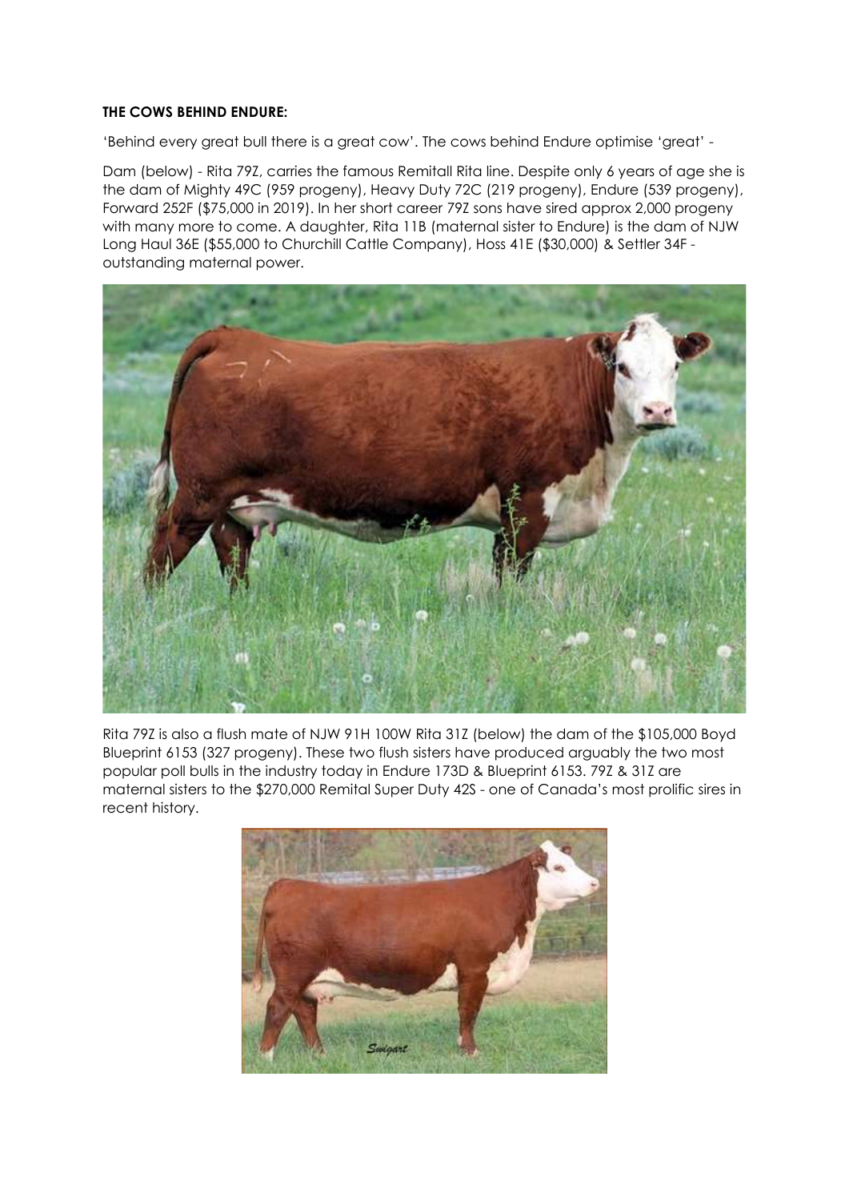**THE COWS BEHIND ENDURE:**

'Behind every great bull there is a great cow'. The cows behind Endure optimise 'great' -

Dam (below) - Rita 79Z, carries the famous Remitall Rita line. Despite only 6 years of age she is the dam of Mighty 49C (959 progeny), Heavy Duty 72C (219 progeny), Endure (539 progeny), Forward 252F ($75,000 in 2019). In her short career 79Z sons have sired approx 2,000 progeny with many more to come. A daughter, Rita 11B (maternal sister to Endure) is the dam of NJW Long Haul 36E ($55,000 to Churchill Cattle Company), Hoss 41E ($30,000) & Settler 34F - outstanding maternal power.

Rita 79Z is also a flush mate of NJW 91H 100W Rita 31Z (below) the dam of the $105,000 Boyd Blueprint 6153 (327 progeny). These two flush sisters have produced arguably the two most popular poll bulls in the industry today in Endure 173D & Blueprint 6153. 79Z & 31Z are maternal sisters to the $270,000 Remital Super Duty 42S - one of Canada's most prolific sires in recent history.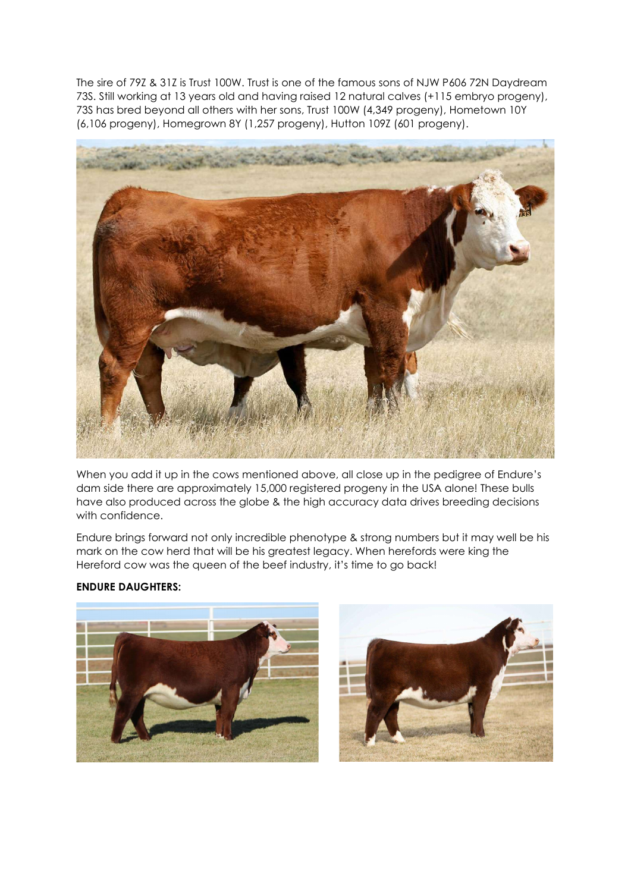The sire of 79Z & 31Z is Trust 100W. Trust is one of the famous sons of NJW P606 72N Daydream 73S. Still working at 13 years old and having raised 12 natural calves (+115 embryo progeny), 73S has bred beyond all others with her sons, Trust 100W (4,349 progeny), Hometown 10Y (6,106 progeny), Homegrown 8Y (1,257 progeny), Hutton 109Z (601 progeny).

When you add it up in the cows mentioned above, all close up in the pedigree of Endure's dam side there are approximately 15,000 registered progeny in the USA alone! These bulls have also produced across the globe & the high accuracy data drives breeding decisions with confidence.

Endure brings forward not only incredible phenotype & strong numbers but it may well be his mark on the cow herd that will be his greatest legacy. When herefords were king the Hereford cow was the queen of the beef industry, it's time to go back!

**ENDURE DAUGHTERS:**